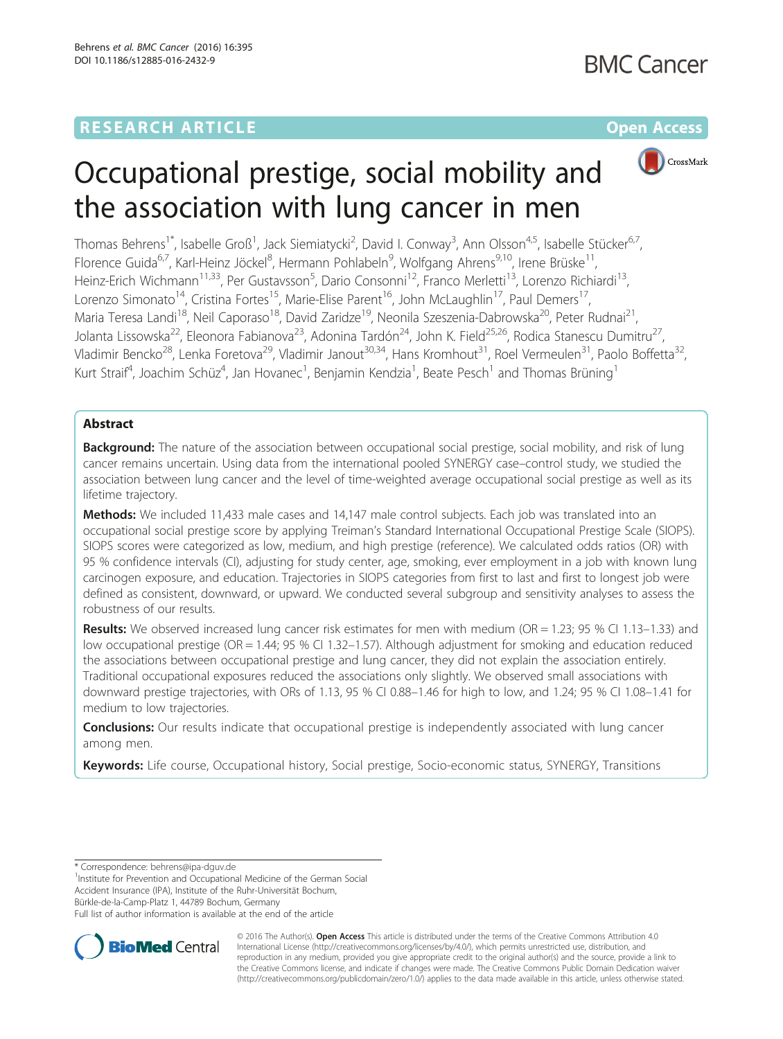RESEARCH ARTICLE

Open Access

# Occupational prestige, social mobility and the association with lung cancer in men

Thomas Behrens[1*], Isabelle Groß[1], Jack Siemiatycki[2], David I. Conway[3], Ann Olsson[4,5], Isabelle Stücker[6,7], Florence Guida[6,7], Karl-Heinz Jöckel[8], Hermann Pohlabeln[9], Wolfgang Ahrens[9,10], Irene Brüske[11], Heinz-Erich Wichmann[11,33], Per Gustavsson[5], Dario Consonni[12], Franco Merletti[13], Lorenzo Richiardi[13], Lorenzo Simonato[14], Cristina Fortes[15], Marie-Elise Parent[16], John McLaughlin[17], Paul Demers[17], Maria Teresa Landi[18], Neil Caporaso[18], David Zaridze[19], Neonila Szeszenia-Dabrowska[20], Peter Rudnai[21], Jolanta Lissowska[22], Eleonora Fabianova[23], Adonina Tardón[24], John K. Field[25,26], Rodica Stanescu Dumitru[27], Vladimir Bencko[28], Lenka Foretova[29], Vladimir Janout[30,34], Hans Kromhout[31], Roel Vermeulen[31], Paolo Boffetta[32], Kurt Straif[4], Joachim Schüz[4], Jan Hovanec[1], Benjamin Kendzia[1], Beate Pesch[1] and Thomas Brüning[1]

## Abstract

**Background:** The nature of the association between occupational social prestige, social mobility, and risk of lung cancer remains uncertain. Using data from the international pooled SYNERGY case–control study, we studied the association between lung cancer and the level of time-weighted average occupational social prestige as well as its lifetime trajectory.

**Methods:** We included 11,433 male cases and 14,147 male control subjects. Each job was translated into an occupational social prestige score by applying Treiman's Standard International Occupational Prestige Scale (SIOPS). SIOPS scores were categorized as low, medium, and high prestige (reference). We calculated odds ratios (OR) with 95 % confidence intervals (CI), adjusting for study center, age, smoking, ever employment in a job with known lung carcinogen exposure, and education. Trajectories in SIOPS categories from first to last and first to longest job were defined as consistent, downward, or upward. We conducted several subgroup and sensitivity analyses to assess the robustness of our results.

**Results:** We observed increased lung cancer risk estimates for men with medium (OR = 1.23; 95 % CI 1.13–1.33) and low occupational prestige (OR = 1.44; 95 % CI 1.32–1.57). Although adjustment for smoking and education reduced the associations between occupational prestige and lung cancer, they did not explain the association entirely. Traditional occupational exposures reduced the associations only slightly. We observed small associations with downward prestige trajectories, with ORs of 1.13, 95 % CI 0.88–1.46 for high to low, and 1.24; 95 % CI 1.08–1.41 for medium to low trajectories.

**Conclusions:** Our results indicate that occupational prestige is independently associated with lung cancer among men.

**Keywords:** Life course, Occupational history, Social prestige, Socio-economic status, SYNERGY, Transitions

---

* Correspondence: behrens@ipa-dguv.de

[1]Institute for Prevention and Occupational Medicine of the German Social Accident Insurance (IPA), Institute of the Ruhr-Universität Bochum, Bürkle-de-la-Camp-Platz 1, 44789 Bochum, Germany

Full list of author information is available at the end of the article

© 2016 The Author(s). **Open Access** This article is distributed under the terms of the Creative Commons Attribution 4.0 International License (http://creativecommons.org/licenses/by/4.0/), which permits unrestricted use, distribution, and reproduction in any medium, provided you give appropriate credit to the original author(s) and the source, provide a link to the Creative Commons license, and indicate if changes were made. The Creative Commons Public Domain Dedication waiver (http://creativecommons.org/publicdomain/zero/1.0/) applies to the data made available in this article, unless otherwise stated.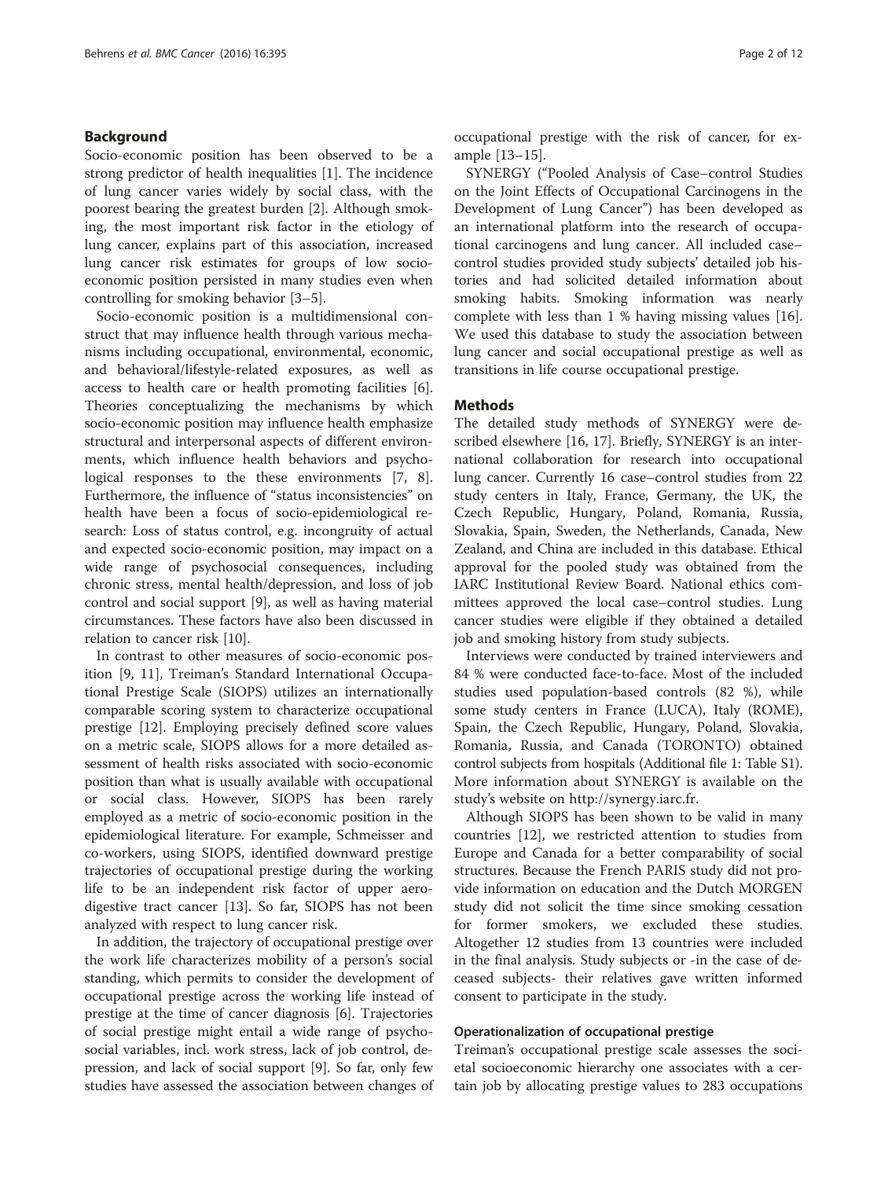## Background

Socio-economic position has been observed to be a strong predictor of health inequalities [1]. The incidence of lung cancer varies widely by social class, with the poorest bearing the greatest burden [2]. Although smoking, the most important risk factor in the etiology of lung cancer, explains part of this association, increased lung cancer risk estimates for groups of low socio-economic position persisted in many studies even when controlling for smoking behavior [3–5].

Socio-economic position is a multidimensional construct that may influence health through various mechanisms including occupational, environmental, economic, and behavioral/lifestyle-related exposures, as well as access to health care or health promoting facilities [6]. Theories conceptualizing the mechanisms by which socio-economic position may influence health emphasize structural and interpersonal aspects of different environments, which influence health behaviors and psychological responses to the these environments [7, 8]. Furthermore, the influence of "status inconsistencies" on health have been a focus of socio-epidemiological research: Loss of status control, e.g. incongruity of actual and expected socio-economic position, may impact on a wide range of psychosocial consequences, including chronic stress, mental health/depression, and loss of job control and social support [9], as well as having material circumstances. These factors have also been discussed in relation to cancer risk [10].

In contrast to other measures of socio-economic position [9, 11], Treiman's Standard International Occupational Prestige Scale (SIOPS) utilizes an internationally comparable scoring system to characterize occupational prestige [12]. Employing precisely defined score values on a metric scale, SIOPS allows for a more detailed assessment of health risks associated with socio-economic position than what is usually available with occupational or social class. However, SIOPS has been rarely employed as a metric of socio-economic position in the epidemiological literature. For example, Schmeisser and co-workers, using SIOPS, identified downward prestige trajectories of occupational prestige during the working life to be an independent risk factor of upper aerodigestive tract cancer [13]. So far, SIOPS has not been analyzed with respect to lung cancer risk.

In addition, the trajectory of occupational prestige over the work life characterizes mobility of a person's social standing, which permits to consider the development of occupational prestige across the working life instead of prestige at the time of cancer diagnosis [6]. Trajectories of social prestige might entail a wide range of psychosocial variables, incl. work stress, lack of job control, depression, and lack of social support [9]. So far, only few studies have assessed the association between changes of occupational prestige with the risk of cancer, for example [13–15].

SYNERGY ("Pooled Analysis of Case–control Studies on the Joint Effects of Occupational Carcinogens in the Development of Lung Cancer") has been developed as an international platform into the research of occupational carcinogens and lung cancer. All included case–control studies provided study subjects' detailed job histories and had solicited detailed information about smoking habits. Smoking information was nearly complete with less than 1 % having missing values [16]. We used this database to study the association between lung cancer and social occupational prestige as well as transitions in life course occupational prestige.

## Methods

The detailed study methods of SYNERGY were described elsewhere [16, 17]. Briefly, SYNERGY is an international collaboration for research into occupational lung cancer. Currently 16 case–control studies from 22 study centers in Italy, France, Germany, the UK, the Czech Republic, Hungary, Poland, Romania, Russia, Slovakia, Spain, Sweden, the Netherlands, Canada, New Zealand, and China are included in this database. Ethical approval for the pooled study was obtained from the IARC Institutional Review Board. National ethics committees approved the local case–control studies. Lung cancer studies were eligible if they obtained a detailed job and smoking history from study subjects.

Interviews were conducted by trained interviewers and 84 % were conducted face-to-face. Most of the included studies used population-based controls (82 %), while some study centers in France (LUCA), Italy (ROME), Spain, the Czech Republic, Hungary, Poland, Slovakia, Romania, Russia, and Canada (TORONTO) obtained control subjects from hospitals (Additional file 1: Table S1). More information about SYNERGY is available on the study's website on http://synergy.iarc.fr.

Although SIOPS has been shown to be valid in many countries [12], we restricted attention to studies from Europe and Canada for a better comparability of social structures. Because the French PARIS study did not provide information on education and the Dutch MORGEN study did not solicit the time since smoking cessation for former smokers, we excluded these studies. Altogether 12 studies from 13 countries were included in the final analysis. Study subjects or -in the case of deceased subjects- their relatives gave written informed consent to participate in the study.

### Operationalization of occupational prestige

Treiman's occupational prestige scale assesses the societal socioeconomic hierarchy one associates with a certain job by allocating prestige values to 283 occupations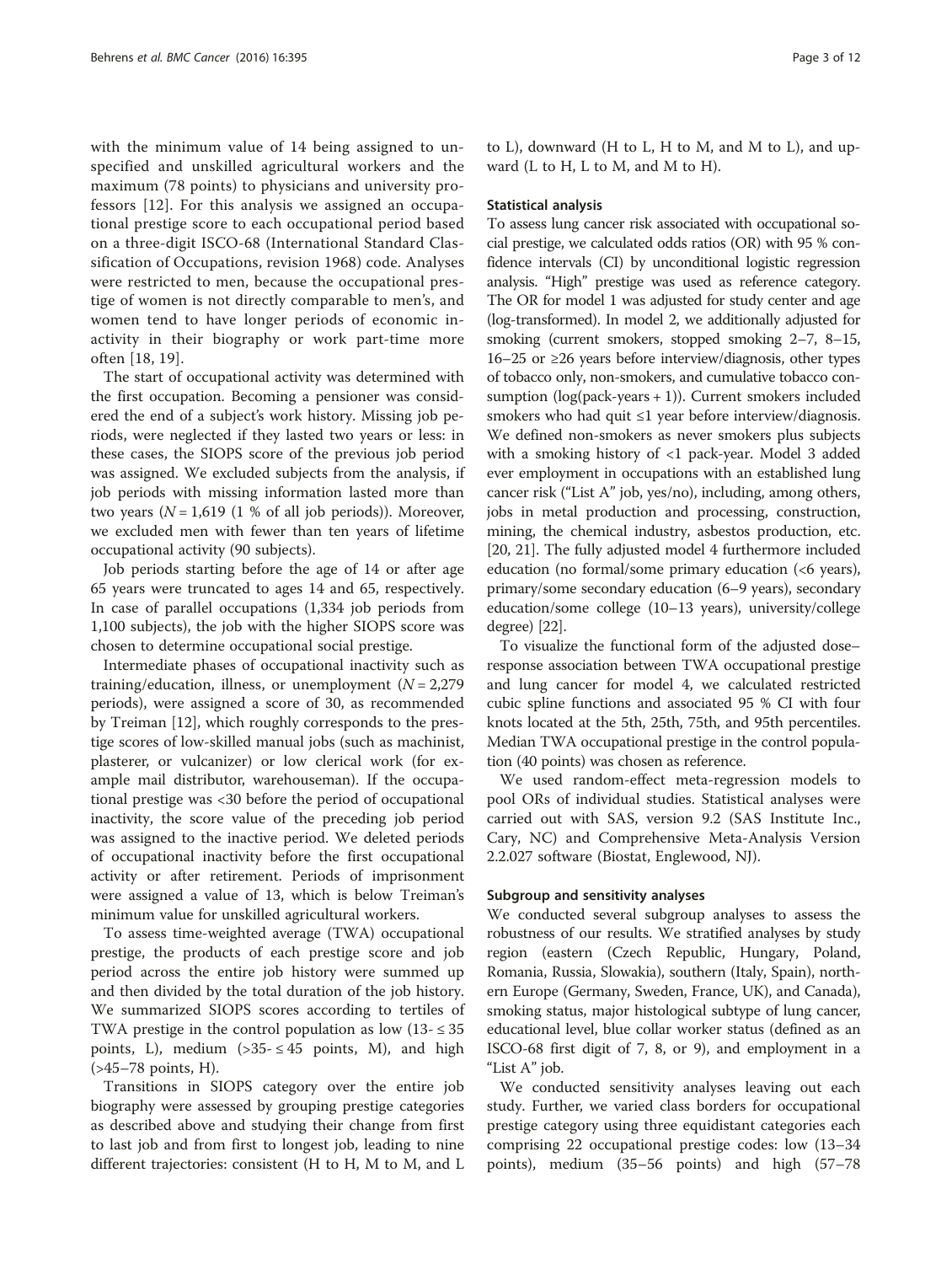with the minimum value of 14 being assigned to unspecified and unskilled agricultural workers and the maximum (78 points) to physicians and university professors [12]. For this analysis we assigned an occupational prestige score to each occupational period based on a three-digit ISCO-68 (International Standard Classification of Occupations, revision 1968) code. Analyses were restricted to men, because the occupational prestige of women is not directly comparable to men's, and women tend to have longer periods of economic inactivity in their biography or work part-time more often [18, 19].

The start of occupational activity was determined with the first occupation. Becoming a pensioner was considered the end of a subject's work history. Missing job periods, were neglected if they lasted two years or less: in these cases, the SIOPS score of the previous job period was assigned. We excluded subjects from the analysis, if job periods with missing information lasted more than two years ($N = 1,619$ (1 % of all job periods)). Moreover, we excluded men with fewer than ten years of lifetime occupational activity (90 subjects).

Job periods starting before the age of 14 or after age 65 years were truncated to ages 14 and 65, respectively. In case of parallel occupations (1,334 job periods from 1,100 subjects), the job with the higher SIOPS score was chosen to determine occupational social prestige.

Intermediate phases of occupational inactivity such as training/education, illness, or unemployment ($N = 2,279$ periods), were assigned a score of 30, as recommended by Treiman [12], which roughly corresponds to the prestige scores of low-skilled manual jobs (such as machinist, plasterer, or vulcanizer) or low clerical work (for example mail distributor, warehouseman). If the occupational prestige was <30 before the period of occupational inactivity, the score value of the preceding job period was assigned to the inactive period. We deleted periods of occupational inactivity before the first occupational activity or after retirement. Periods of imprisonment were assigned a value of 13, which is below Treiman's minimum value for unskilled agricultural workers.

To assess time-weighted average (TWA) occupational prestige, the products of each prestige score and job period across the entire job history were summed up and then divided by the total duration of the job history. We summarized SIOPS scores according to tertiles of TWA prestige in the control population as low (13- ≤ 35 points, L), medium (>35- ≤ 45 points, M), and high (>45–78 points, H).

Transitions in SIOPS category over the entire job biography were assessed by grouping prestige categories as described above and studying their change from first to last job and from first to longest job, leading to nine different trajectories: consistent (H to H, M to M, and L to L), downward (H to L, H to M, and M to L), and upward (L to H, L to M, and M to H).

### Statistical analysis

To assess lung cancer risk associated with occupational social prestige, we calculated odds ratios (OR) with 95 % confidence intervals (CI) by unconditional logistic regression analysis. "High" prestige was used as reference category. The OR for model 1 was adjusted for study center and age (log-transformed). In model 2, we additionally adjusted for smoking (current smokers, stopped smoking 2–7, 8–15, 16–25 or ≥26 years before interview/diagnosis, other types of tobacco only, non-smokers, and cumulative tobacco consumption (log(pack-years + 1)). Current smokers included smokers who had quit ≤1 year before interview/diagnosis. We defined non-smokers as never smokers plus subjects with a smoking history of <1 pack-year. Model 3 added ever employment in occupations with an established lung cancer risk ("List A" job, yes/no), including, among others, jobs in metal production and processing, construction, mining, the chemical industry, asbestos production, etc. [20, 21]. The fully adjusted model 4 furthermore included education (no formal/some primary education (<6 years), primary/some secondary education (6–9 years), secondary education/some college (10–13 years), university/college degree) [22].

To visualize the functional form of the adjusted dose–response association between TWA occupational prestige and lung cancer for model 4, we calculated restricted cubic spline functions and associated 95 % CI with four knots located at the 5th, 25th, 75th, and 95th percentiles. Median TWA occupational prestige in the control population (40 points) was chosen as reference.

We used random-effect meta-regression models to pool ORs of individual studies. Statistical analyses were carried out with SAS, version 9.2 (SAS Institute Inc., Cary, NC) and Comprehensive Meta-Analysis Version 2.2.027 software (Biostat, Englewood, NJ).

### Subgroup and sensitivity analyses

We conducted several subgroup analyses to assess the robustness of our results. We stratified analyses by study region (eastern (Czech Republic, Hungary, Poland, Romania, Russia, Slowakia), southern (Italy, Spain), northern Europe (Germany, Sweden, France, UK), and Canada), smoking status, major histological subtype of lung cancer, educational level, blue collar worker status (defined as an ISCO-68 first digit of 7, 8, or 9), and employment in a "List A" job.

We conducted sensitivity analyses leaving out each study. Further, we varied class borders for occupational prestige category using three equidistant categories each comprising 22 occupational prestige codes: low (13–34 points), medium (35–56 points) and high (57–78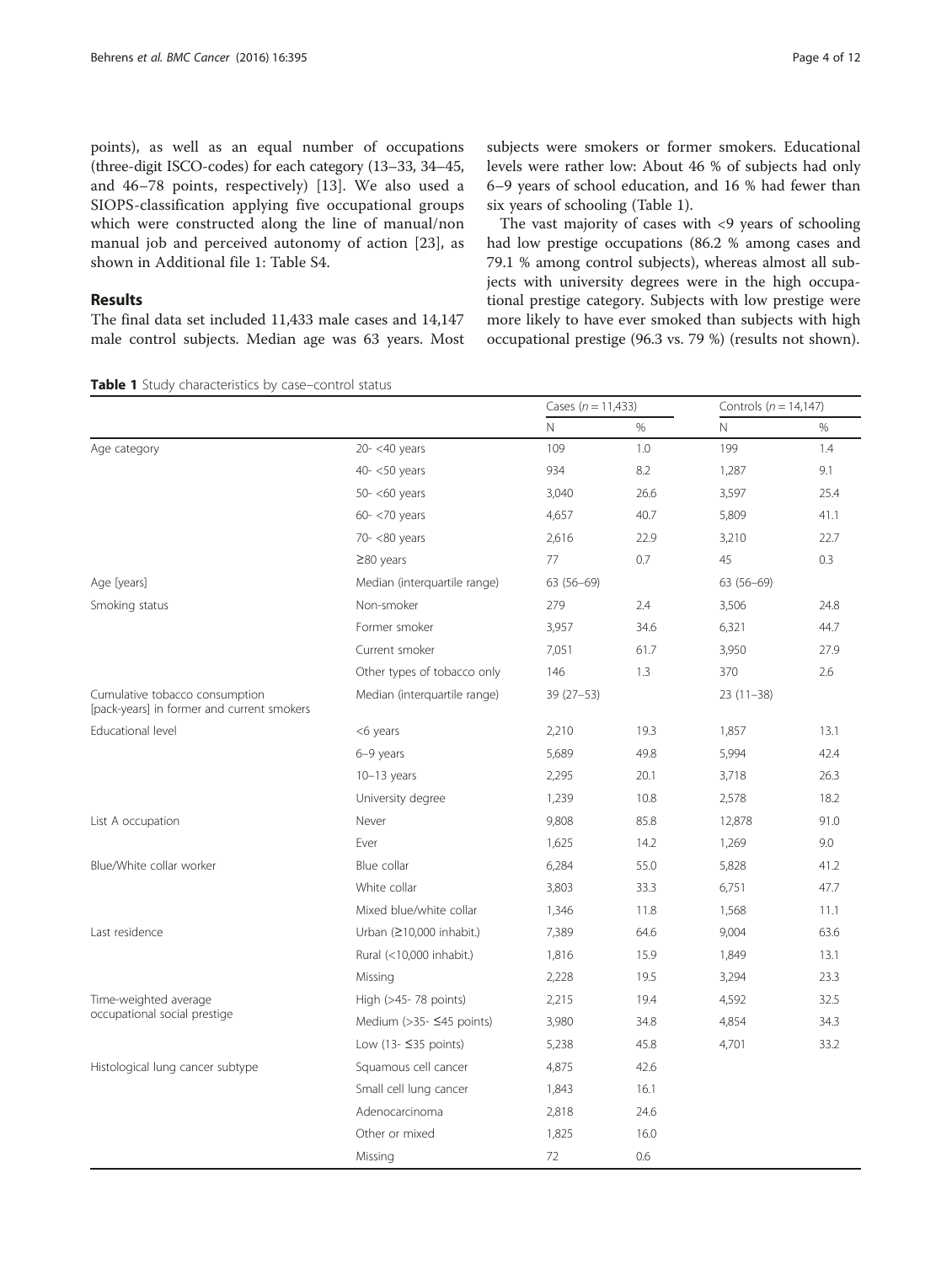points), as well as an equal number of occupations (three-digit ISCO-codes) for each category (13–33, 34–45, and 46–78 points, respectively) [13]. We also used a SIOPS-classification applying five occupational groups which were constructed along the line of manual/non manual job and perceived autonomy of action [23], as shown in Additional file 1: Table S4.

## Results

The final data set included 11,433 male cases and 14,147 male control subjects. Median age was 63 years. Most subjects were smokers or former smokers. Educational levels were rather low: About 46 % of subjects had only 6–9 years of school education, and 16 % had fewer than six years of schooling (Table 1).

The vast majority of cases with <9 years of schooling had low prestige occupations (86.2 % among cases and 79.1 % among control subjects), whereas almost all subjects with university degrees were in the high occupational prestige category. Subjects with low prestige were more likely to have ever smoked than subjects with high occupational prestige (96.3 vs. 79 %) (results not shown).

**Table 1** Study characteristics by case–control status

| | | Cases (*n* = 11,433) | | Controls (*n* = 14,147) | |
|---|---|---|---|---|---|
| | | N | % | N | % |
| Age category | 20- <40 years | 109 | 1.0 | 199 | 1.4 |
| | 40- <50 years | 934 | 8.2 | 1,287 | 9.1 |
| | 50- <60 years | 3,040 | 26.6 | 3,597 | 25.4 |
| | 60- <70 years | 4,657 | 40.7 | 5,809 | 41.1 |
| | 70- <80 years | 2,616 | 22.9 | 3,210 | 22.7 |
| | ≥80 years | 77 | 0.7 | 45 | 0.3 |
| Age [years] | Median (interquartile range) | 63 (56–69) | | 63 (56–69) | |
| Smoking status | Non-smoker | 279 | 2.4 | 3,506 | 24.8 |
| | Former smoker | 3,957 | 34.6 | 6,321 | 44.7 |
| | Current smoker | 7,051 | 61.7 | 3,950 | 27.9 |
| | Other types of tobacco only | 146 | 1.3 | 370 | 2.6 |
| Cumulative tobacco consumption [pack-years] in former and current smokers | Median (interquartile range) | 39 (27–53) | | 23 (11–38) | |
| Educational level | <6 years | 2,210 | 19.3 | 1,857 | 13.1 |
| | 6–9 years | 5,689 | 49.8 | 5,994 | 42.4 |
| | 10–13 years | 2,295 | 20.1 | 3,718 | 26.3 |
| | University degree | 1,239 | 10.8 | 2,578 | 18.2 |
| List A occupation | Never | 9,808 | 85.8 | 12,878 | 91.0 |
| | Ever | 1,625 | 14.2 | 1,269 | 9.0 |
| Blue/White collar worker | Blue collar | 6,284 | 55.0 | 5,828 | 41.2 |
| | White collar | 3,803 | 33.3 | 6,751 | 47.7 |
| | Mixed blue/white collar | 1,346 | 11.8 | 1,568 | 11.1 |
| Last residence | Urban (≥10,000 inhabit.) | 7,389 | 64.6 | 9,004 | 63.6 |
| | Rural (<10,000 inhabit.) | 1,816 | 15.9 | 1,849 | 13.1 |
| | Missing | 2,228 | 19.5 | 3,294 | 23.3 |
| Time-weighted average occupational social prestige | High (>45- 78 points) | 2,215 | 19.4 | 4,592 | 32.5 |
| | Medium (>35- ≤45 points) | 3,980 | 34.8 | 4,854 | 34.3 |
| | Low (13- ≤35 points) | 5,238 | 45.8 | 4,701 | 33.2 |
| Histological lung cancer subtype | Squamous cell cancer | 4,875 | 42.6 | | |
| | Small cell lung cancer | 1,843 | 16.1 | | |
| | Adenocarcinoma | 2,818 | 24.6 | | |
| | Other or mixed | 1,825 | 16.0 | | |
| | Missing | 72 | 0.6 | | |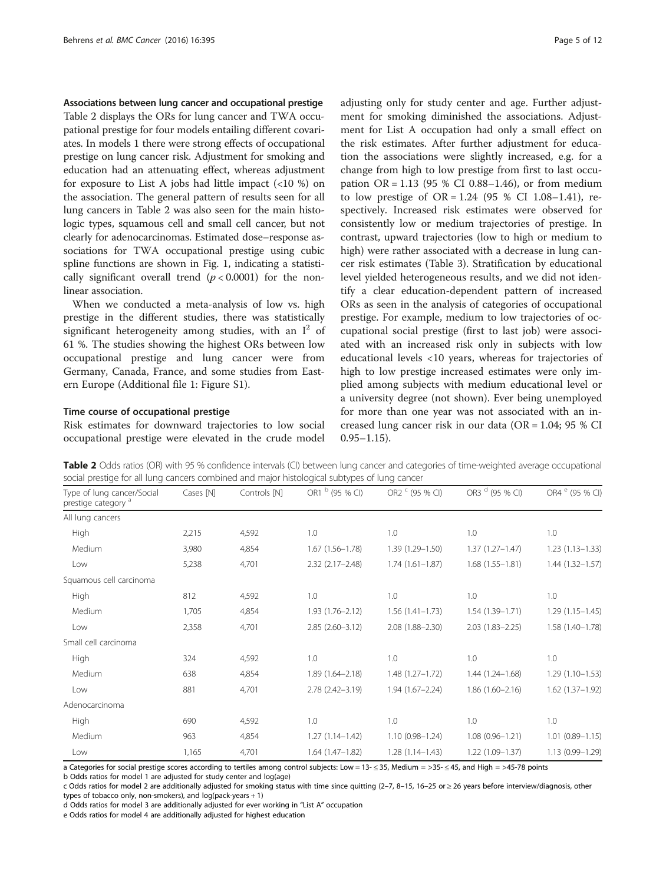### Associations between lung cancer and occupational prestige

Table 2 displays the ORs for lung cancer and TWA occupational prestige for four models entailing different covariates. In models 1 there were strong effects of occupational prestige on lung cancer risk. Adjustment for smoking and education had an attenuating effect, whereas adjustment for exposure to List A jobs had little impact (<10 %) on the association. The general pattern of results seen for all lung cancers in Table 2 was also seen for the main histologic types, squamous cell and small cell cancer, but not clearly for adenocarcinomas. Estimated dose–response associations for TWA occupational prestige using cubic spline functions are shown in Fig. 1, indicating a statistically significant overall trend ($p < 0.0001$) for the nonlinear association.

When we conducted a meta-analysis of low vs. high prestige in the different studies, there was statistically significant heterogeneity among studies, with an $I^2$ of 61 %. The studies showing the highest ORs between low occupational prestige and lung cancer were from Germany, Canada, France, and some studies from Eastern Europe (Additional file 1: Figure S1).

### Time course of occupational prestige

Risk estimates for downward trajectories to low social occupational prestige were elevated in the crude model adjusting only for study center and age. Further adjustment for smoking diminished the associations. Adjustment for List A occupation had only a small effect on the risk estimates. After further adjustment for education the associations were slightly increased, e.g. for a change from high to low prestige from first to last occupation OR = 1.13 (95 % CI 0.88–1.46), or from medium to low prestige of OR = 1.24 (95 % CI 1.08–1.41), respectively. Increased risk estimates were observed for consistently low or medium trajectories of prestige. In contrast, upward trajectories (low to high or medium to high) were rather associated with a decrease in lung cancer risk estimates (Table 3). Stratification by educational level yielded heterogeneous results, and we did not identify a clear education-dependent pattern of increased ORs as seen in the analysis of categories of occupational prestige. For example, medium to low trajectories of occupational social prestige (first to last job) were associated with an increased risk only in subjects with low educational levels <10 years, whereas for trajectories of high to low prestige increased estimates were only implied among subjects with medium educational level or a university degree (not shown). Ever being unemployed for more than one year was not associated with an increased lung cancer risk in our data (OR = 1.04; 95 % CI 0.95–1.15).

**Table 2** Odds ratios (OR) with 95 % confidence intervals (CI) between lung cancer and categories of time-weighted average occupational social prestige for all lung cancers combined and major histological subtypes of lung cancer

| Type of lung cancer/Social prestige category [a] | Cases [N] | Controls [N] | OR1 [b] (95 % CI) | OR2 [c] (95 % CI) | OR3 [d] (95 % CI) | OR4 [e] (95 % CI) |
|---|---|---|---|---|---|---|
| All lung cancers | | | | | | |
| High | 2,215 | 4,592 | 1.0 | 1.0 | 1.0 | 1.0 |
| Medium | 3,980 | 4,854 | 1.67 (1.56–1.78) | 1.39 (1.29–1.50) | 1.37 (1.27–1.47) | 1.23 (1.13–1.33) |
| Low | 5,238 | 4,701 | 2.32 (2.17–2.48) | 1.74 (1.61–1.87) | 1.68 (1.55–1.81) | 1.44 (1.32–1.57) |
| Squamous cell carcinoma | | | | | | |
| High | 812 | 4,592 | 1.0 | 1.0 | 1.0 | 1.0 |
| Medium | 1,705 | 4,854 | 1.93 (1.76–2.12) | 1.56 (1.41–1.73) | 1.54 (1.39–1.71) | 1.29 (1.15–1.45) |
| Low | 2,358 | 4,701 | 2.85 (2.60–3.12) | 2.08 (1.88–2.30) | 2.03 (1.83–2.25) | 1.58 (1.40–1.78) |
| Small cell carcinoma | | | | | | |
| High | 324 | 4,592 | 1.0 | 1.0 | 1.0 | 1.0 |
| Medium | 638 | 4,854 | 1.89 (1.64–2.18) | 1.48 (1.27–1.72) | 1.44 (1.24–1.68) | 1.29 (1.10–1.53) |
| Low | 881 | 4,701 | 2.78 (2.42–3.19) | 1.94 (1.67–2.24) | 1.86 (1.60–2.16) | 1.62 (1.37–1.92) |
| Adenocarcinoma | | | | | | |
| High | 690 | 4,592 | 1.0 | 1.0 | 1.0 | 1.0 |
| Medium | 963 | 4,854 | 1.27 (1.14–1.42) | 1.10 (0.98–1.24) | 1.08 (0.96–1.21) | 1.01 (0.89–1.15) |
| Low | 1,165 | 4,701 | 1.64 (1.47–1.82) | 1.28 (1.14–1.43) | 1.22 (1.09–1.37) | 1.13 (0.99–1.29) |

a Categories for social prestige scores according to tertiles among control subjects: Low = 13- ≤ 35, Medium = >35- ≤ 45, and High = >45-78 points

b Odds ratios for model 1 are adjusted for study center and log(age)

c Odds ratios for model 2 are additionally adjusted for smoking status with time since quitting (2–7, 8–15, 16–25 or ≥ 26 years before interview/diagnosis, other types of tobacco only, non-smokers), and log(pack-years + 1)

d Odds ratios for model 3 are additionally adjusted for ever working in "List A" occupation

e Odds ratios for model 4 are additionally adjusted for highest education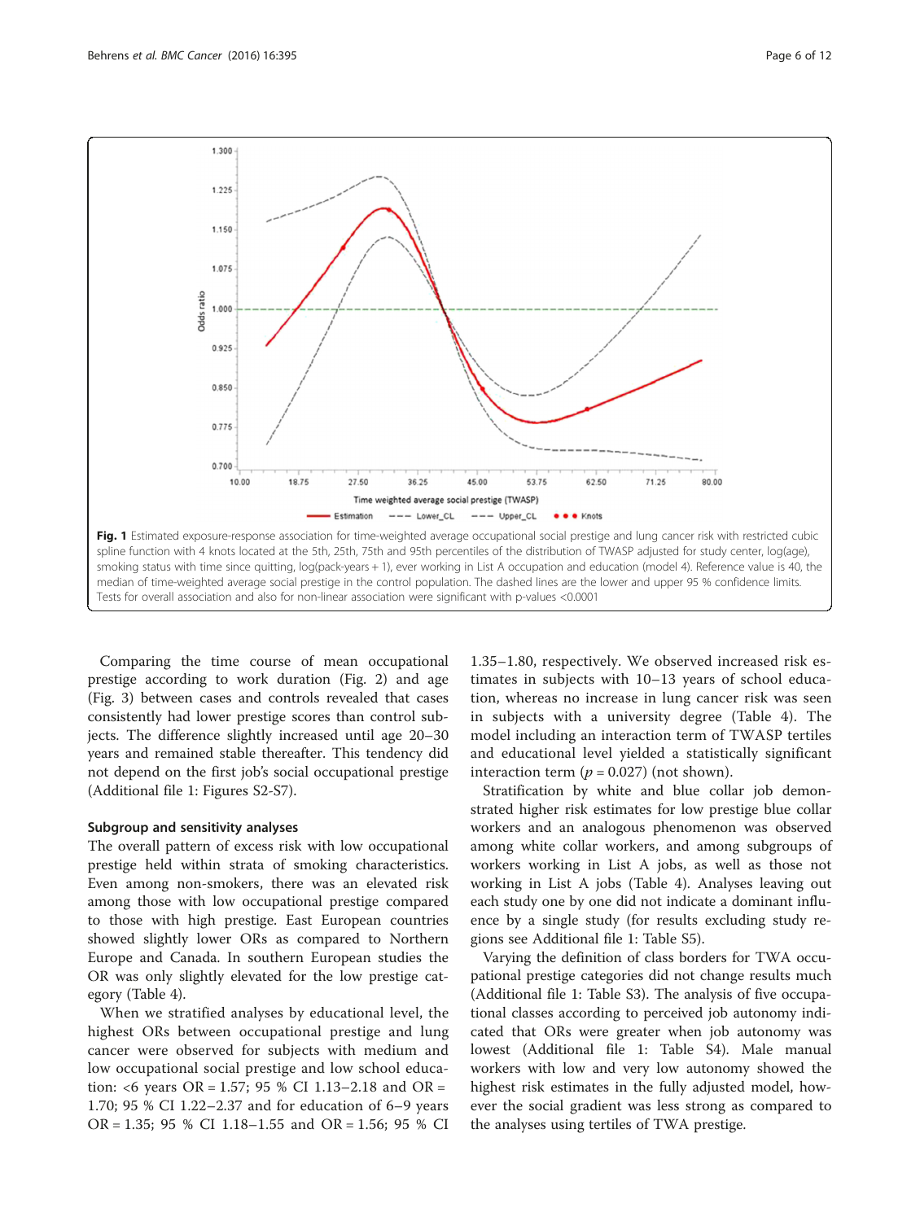**Fig. 1** Estimated exposure-response association for time-weighted average occupational social prestige and lung cancer risk with restricted cubic spline function with 4 knots located at the 5th, 25th, 75th and 95th percentiles of the distribution of TWASP adjusted for study center, log(age), smoking status with time since quitting, log(pack-years + 1), ever working in List A occupation and education (model 4). Reference value is 40, the median of time-weighted average social prestige in the control population. The dashed lines are the lower and upper 95 % confidence limits. Tests for overall association and also for non-linear association were significant with p-values <0.0001

Comparing the time course of mean occupational prestige according to work duration (Fig. 2) and age (Fig. 3) between cases and controls revealed that cases consistently had lower prestige scores than control subjects. The difference slightly increased until age 20–30 years and remained stable thereafter. This tendency did not depend on the first job's social occupational prestige (Additional file 1: Figures S2-S7).

### Subgroup and sensitivity analyses

The overall pattern of excess risk with low occupational prestige held within strata of smoking characteristics. Even among non-smokers, there was an elevated risk among those with low occupational prestige compared to those with high prestige. East European countries showed slightly lower ORs as compared to Northern Europe and Canada. In southern European studies the OR was only slightly elevated for the low prestige category (Table 4).

When we stratified analyses by educational level, the highest ORs between occupational prestige and lung cancer were observed for subjects with medium and low occupational social prestige and low school education: <6 years OR = 1.57; 95 % CI 1.13–2.18 and OR = 1.70; 95 % CI 1.22–2.37 and for education of 6–9 years OR = 1.35; 95 % CI 1.18–1.55 and OR = 1.56; 95 % CI 1.35–1.80, respectively. We observed increased risk estimates in subjects with 10–13 years of school education, whereas no increase in lung cancer risk was seen in subjects with a university degree (Table 4). The model including an interaction term of TWASP tertiles and educational level yielded a statistically significant interaction term ($p = 0.027$) (not shown).

Stratification by white and blue collar job demonstrated higher risk estimates for low prestige blue collar workers and an analogous phenomenon was observed among white collar workers, and among subgroups of workers working in List A jobs, as well as those not working in List A jobs (Table 4). Analyses leaving out each study one by one did not indicate a dominant influence by a single study (for results excluding study regions see Additional file 1: Table S5).

Varying the definition of class borders for TWA occupational prestige categories did not change results much (Additional file 1: Table S3). The analysis of five occupational classes according to perceived job autonomy indicated that ORs were greater when job autonomy was lowest (Additional file 1: Table S4). Male manual workers with low and very low autonomy showed the highest risk estimates in the fully adjusted model, however the social gradient was less strong as compared to the analyses using tertiles of TWA prestige.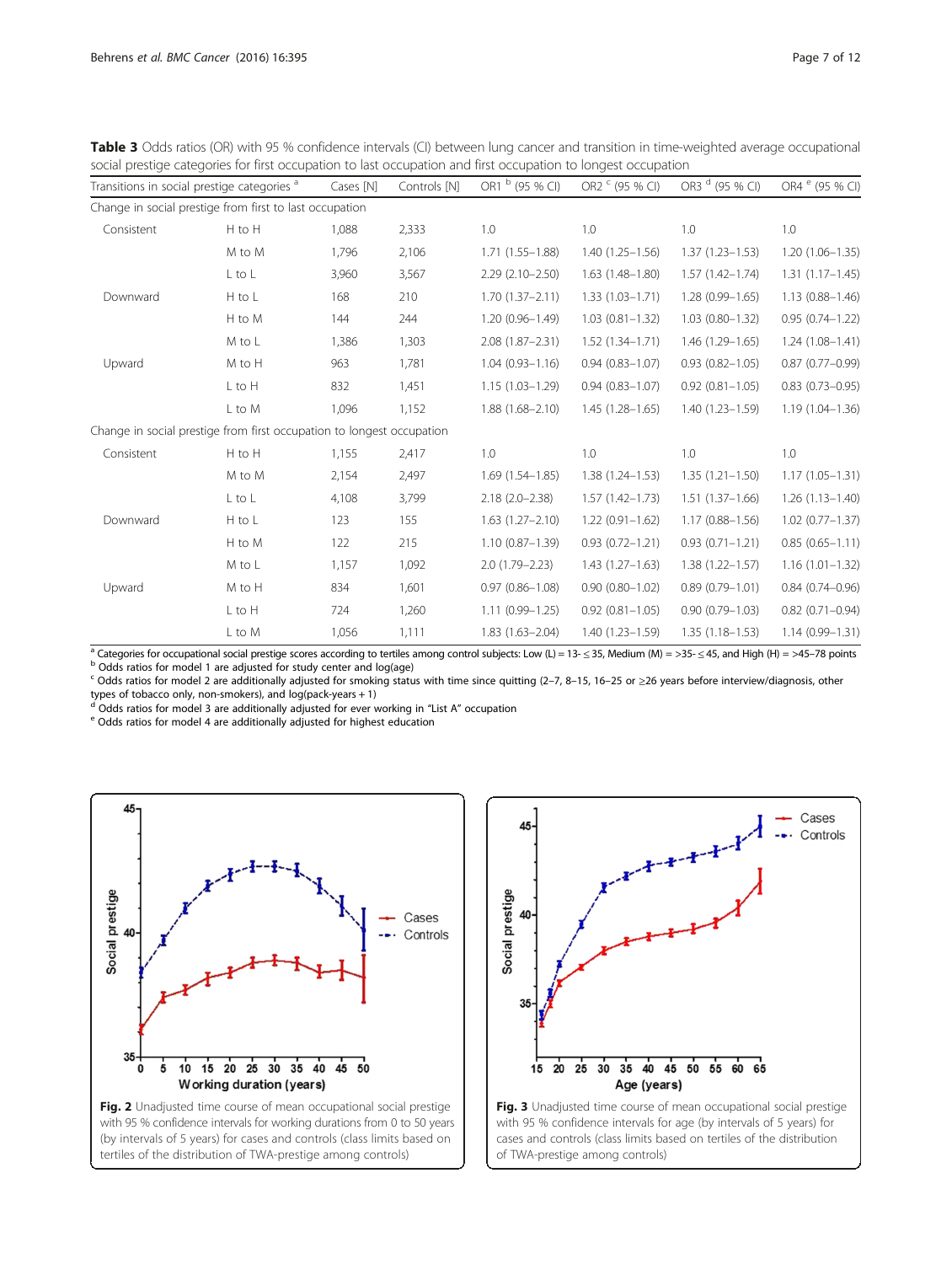**Table 3** Odds ratios (OR) with 95 % confidence intervals (CI) between lung cancer and transition in time-weighted average occupational social prestige categories for first occupation to last occupation and first occupation to longest occupation

| Transitions in social prestige categories [a] | | Cases [N] | Controls [N] | OR1 [b] (95 % CI) | OR2 [c] (95 % CI) | OR3 [d] (95 % CI) | OR4 [e] (95 % CI) |
|---|---|---|---|---|---|---|---|
| Change in social prestige from first to last occupation | | | | | | | |
| Consistent | H to H | 1,088 | 2,333 | 1.0 | 1.0 | 1.0 | 1.0 |
| | M to M | 1,796 | 2,106 | 1.71 (1.55–1.88) | 1.40 (1.25–1.56) | 1.37 (1.23–1.53) | 1.20 (1.06–1.35) |
| | L to L | 3,960 | 3,567 | 2.29 (2.10–2.50) | 1.63 (1.48–1.80) | 1.57 (1.42–1.74) | 1.31 (1.17–1.45) |
| Downward | H to L | 168 | 210 | 1.70 (1.37–2.11) | 1.33 (1.03–1.71) | 1.28 (0.99–1.65) | 1.13 (0.88–1.46) |
| | H to M | 144 | 244 | 1.20 (0.96–1.49) | 1.03 (0.81–1.32) | 1.03 (0.80–1.32) | 0.95 (0.74–1.22) |
| | M to L | 1,386 | 1,303 | 2.08 (1.87–2.31) | 1.52 (1.34–1.71) | 1.46 (1.29–1.65) | 1.24 (1.08–1.41) |
| Upward | M to H | 963 | 1,781 | 1.04 (0.93–1.16) | 0.94 (0.83–1.07) | 0.93 (0.82–1.05) | 0.87 (0.77–0.99) |
| | L to H | 832 | 1,451 | 1.15 (1.03–1.29) | 0.94 (0.83–1.07) | 0.92 (0.81–1.05) | 0.83 (0.73–0.95) |
| | L to M | 1,096 | 1,152 | 1.88 (1.68–2.10) | 1.45 (1.28–1.65) | 1.40 (1.23–1.59) | 1.19 (1.04–1.36) |
| Change in social prestige from first occupation to longest occupation | | | | | | | |
| Consistent | H to H | 1,155 | 2,417 | 1.0 | 1.0 | 1.0 | 1.0 |
| | M to M | 2,154 | 2,497 | 1.69 (1.54–1.85) | 1.38 (1.24–1.53) | 1.35 (1.21–1.50) | 1.17 (1.05–1.31) |
| | L to L | 4,108 | 3,799 | 2.18 (2.0–2.38) | 1.57 (1.42–1.73) | 1.51 (1.37–1.66) | 1.26 (1.13–1.40) |
| Downward | H to L | 123 | 155 | 1.63 (1.27–2.10) | 1.22 (0.91–1.62) | 1.17 (0.88–1.56) | 1.02 (0.77–1.37) |
| | H to M | 122 | 215 | 1.10 (0.87–1.39) | 0.93 (0.72–1.21) | 0.93 (0.71–1.21) | 0.85 (0.65–1.11) |
| | M to L | 1,157 | 1,092 | 2.0 (1.79–2.23) | 1.43 (1.27–1.63) | 1.38 (1.22–1.57) | 1.16 (1.01–1.32) |
| Upward | M to H | 834 | 1,601 | 0.97 (0.86–1.08) | 0.90 (0.80–1.02) | 0.89 (0.79–1.01) | 0.84 (0.74–0.96) |
| | L to H | 724 | 1,260 | 1.11 (0.99–1.25) | 0.92 (0.81–1.05) | 0.90 (0.79–1.03) | 0.82 (0.71–0.94) |
| | L to M | 1,056 | 1,111 | 1.83 (1.63–2.04) | 1.40 (1.23–1.59) | 1.35 (1.18–1.53) | 1.14 (0.99–1.31) |

[a] Categories for occupational social prestige scores according to tertiles among control subjects: Low (L) = 13- ≤ 35, Medium (M) = >35- ≤ 45, and High (H) = >45–78 points
[b] Odds ratios for model 1 are adjusted for study center and log(age)
[c] Odds ratios for model 2 are additionally adjusted for smoking status with time since quitting (2–7, 8–15, 16–25 or ≥26 years before interview/diagnosis, other types of tobacco only, non-smokers), and log(pack-years + 1)
[d] Odds ratios for model 3 are additionally adjusted for ever working in "List A" occupation
[e] Odds ratios for model 4 are additionally adjusted for highest education

**Fig. 2** Unadjusted time course of mean occupational social prestige with 95 % confidence intervals for working durations from 0 to 50 years (by intervals of 5 years) for cases and controls (class limits based on tertiles of the distribution of TWA-prestige among controls)

**Fig. 3** Unadjusted time course of mean occupational social prestige with 95 % confidence intervals for age (by intervals of 5 years) for cases and controls (class limits based on tertiles of the distribution of TWA-prestige among controls)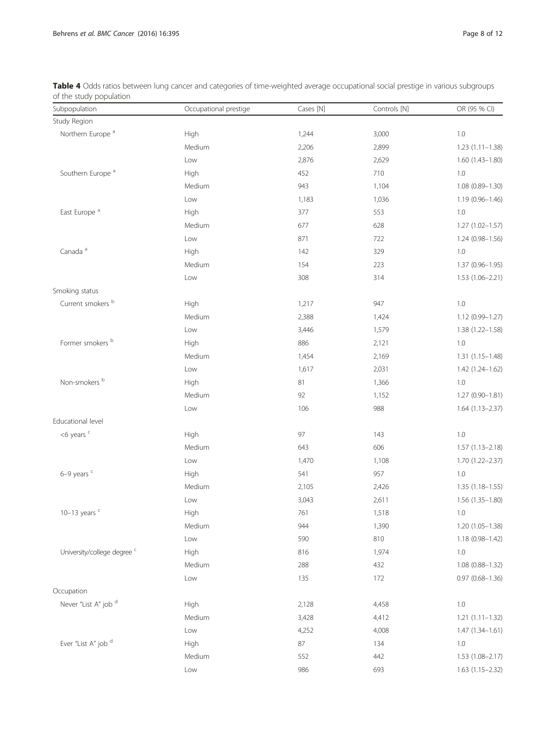**Table 4** Odds ratios between lung cancer and categories of time-weighted average occupational social prestige in various subgroups of the study population

| Subpopulation | Occupational prestige | Cases [N] | Controls [N] | OR (95 % CI) |
|---|---|---|---|---|
| Study Region | | | | |
| Northern Europe [a] | High | 1,244 | 3,000 | 1.0 |
| | Medium | 2,206 | 2,899 | 1.23 (1.11–1.38) |
| | Low | 2,876 | 2,629 | 1.60 (1.43–1.80) |
| Southern Europe [a] | High | 452 | 710 | 1.0 |
| | Medium | 943 | 1,104 | 1.08 (0.89–1.30) |
| | Low | 1,183 | 1,036 | 1.19 (0.96–1.46) |
| East Europe [a] | High | 377 | 553 | 1.0 |
| | Medium | 677 | 628 | 1.27 (1.02–1.57) |
| | Low | 871 | 722 | 1.24 (0.98–1.56) |
| Canada [a] | High | 142 | 329 | 1.0 |
| | Medium | 154 | 223 | 1.37 (0.96–1.95) |
| | Low | 308 | 314 | 1.53 (1.06–2.21) |
| Smoking status | | | | |
| Current smokers [b] | High | 1,217 | 947 | 1.0 |
| | Medium | 2,388 | 1,424 | 1.12 (0.99–1.27) |
| | Low | 3,446 | 1,579 | 1.38 (1.22–1.58) |
| Former smokers [b] | High | 886 | 2,121 | 1.0 |
| | Medium | 1,454 | 2,169 | 1.31 (1.15–1.48) |
| | Low | 1,617 | 2,031 | 1.42 (1.24–1.62) |
| Non-smokers [b] | High | 81 | 1,366 | 1.0 |
| | Medium | 92 | 1,152 | 1.27 (0.90–1.81) |
| | Low | 106 | 988 | 1.64 (1.13–2.37) |
| Educational level | | | | |
| <6 years [c] | High | 97 | 143 | 1.0 |
| | Medium | 643 | 606 | 1.57 (1.13–2.18) |
| | Low | 1,470 | 1,108 | 1.70 (1.22–2.37) |
| 6–9 years [c] | High | 541 | 957 | 1.0 |
| | Medium | 2,105 | 2,426 | 1.35 (1.18–1.55) |
| | Low | 3,043 | 2,611 | 1.56 (1.35–1.80) |
| 10–13 years [c] | High | 761 | 1,518 | 1.0 |
| | Medium | 944 | 1,390 | 1.20 (1.05–1.38) |
| | Low | 590 | 810 | 1.18 (0.98–1.42) |
| University/college degree [c] | High | 816 | 1,974 | 1.0 |
| | Medium | 288 | 432 | 1.08 (0.88–1.32) |
| | Low | 135 | 172 | 0.97 (0.68–1.36) |
| Occupation | | | | |
| Never "List A" job [d] | High | 2,128 | 4,458 | 1.0 |
| | Medium | 3,428 | 4,412 | 1.21 (1.11–1.32) |
| | Low | 4,252 | 4,008 | 1.47 (1.34–1.61) |
| Ever "List A" job [d] | High | 87 | 134 | 1.0 |
| | Medium | 552 | 442 | 1.53 (1.08–2.17) |
| | Low | 986 | 693 | 1.63 (1.15–2.32) |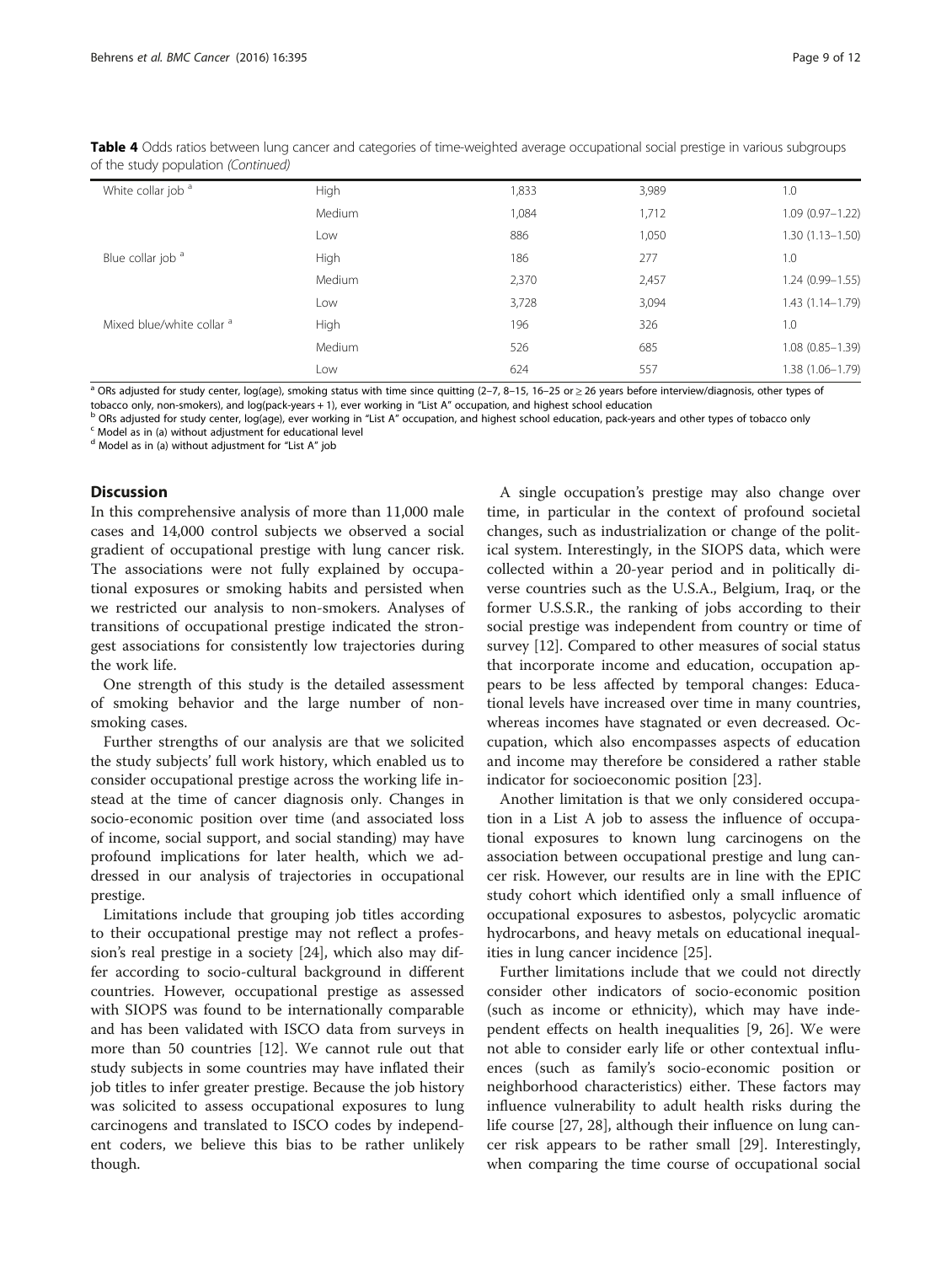**Table 4** Odds ratios between lung cancer and categories of time-weighted average occupational social prestige in various subgroups of the study population *(Continued)*

| | | | | |
|---|---|---|---|---|
| White collar job [a] | High | 1,833 | 3,989 | 1.0 |
| | Medium | 1,084 | 1,712 | 1.09 (0.97–1.22) |
| | Low | 886 | 1,050 | 1.30 (1.13–1.50) |
| Blue collar job [a] | High | 186 | 277 | 1.0 |
| | Medium | 2,370 | 2,457 | 1.24 (0.99–1.55) |
| | Low | 3,728 | 3,094 | 1.43 (1.14–1.79) |
| Mixed blue/white collar [a] | High | 196 | 326 | 1.0 |
| | Medium | 526 | 685 | 1.08 (0.85–1.39) |
| | Low | 624 | 557 | 1.38 (1.06–1.79) |

[a] ORs adjusted for study center, log(age), smoking status with time since quitting (2–7, 8–15, 16–25 or ≥ 26 years before interview/diagnosis, other types of tobacco only, non-smokers), and log(pack-years + 1), ever working in "List A" occupation, and highest school education

[b] ORs adjusted for study center, log(age), ever working in "List A" occupation, and highest school education, pack-years and other types of tobacco only

[c] Model as in (a) without adjustment for educational level

[d] Model as in (a) without adjustment for "List A" job

## Discussion

In this comprehensive analysis of more than 11,000 male cases and 14,000 control subjects we observed a social gradient of occupational prestige with lung cancer risk. The associations were not fully explained by occupational exposures or smoking habits and persisted when we restricted our analysis to non-smokers. Analyses of transitions of occupational prestige indicated the strongest associations for consistently low trajectories during the work life.

One strength of this study is the detailed assessment of smoking behavior and the large number of non-smoking cases.

Further strengths of our analysis are that we solicited the study subjects' full work history, which enabled us to consider occupational prestige across the working life instead at the time of cancer diagnosis only. Changes in socio-economic position over time (and associated loss of income, social support, and social standing) may have profound implications for later health, which we addressed in our analysis of trajectories in occupational prestige.

Limitations include that grouping job titles according to their occupational prestige may not reflect a profession's real prestige in a society [24], which also may differ according to socio-cultural background in different countries. However, occupational prestige as assessed with SIOPS was found to be internationally comparable and has been validated with ISCO data from surveys in more than 50 countries [12]. We cannot rule out that study subjects in some countries may have inflated their job titles to infer greater prestige. Because the job history was solicited to assess occupational exposures to lung carcinogens and translated to ISCO codes by independent coders, we believe this bias to be rather unlikely though.

A single occupation's prestige may also change over time, in particular in the context of profound societal changes, such as industrialization or change of the political system. Interestingly, in the SIOPS data, which were collected within a 20-year period and in politically diverse countries such as the U.S.A., Belgium, Iraq, or the former U.S.S.R., the ranking of jobs according to their social prestige was independent from country or time of survey [12]. Compared to other measures of social status that incorporate income and education, occupation appears to be less affected by temporal changes: Educational levels have increased over time in many countries, whereas incomes have stagnated or even decreased. Occupation, which also encompasses aspects of education and income may therefore be considered a rather stable indicator for socioeconomic position [23].

Another limitation is that we only considered occupation in a List A job to assess the influence of occupational exposures to known lung carcinogens on the association between occupational prestige and lung cancer risk. However, our results are in line with the EPIC study cohort which identified only a small influence of occupational exposures to asbestos, polycyclic aromatic hydrocarbons, and heavy metals on educational inequalities in lung cancer incidence [25].

Further limitations include that we could not directly consider other indicators of socio-economic position (such as income or ethnicity), which may have independent effects on health inequalities [9, 26]. We were not able to consider early life or other contextual influences (such as family's socio-economic position or neighborhood characteristics) either. These factors may influence vulnerability to adult health risks during the life course [27, 28], although their influence on lung cancer risk appears to be rather small [29]. Interestingly, when comparing the time course of occupational social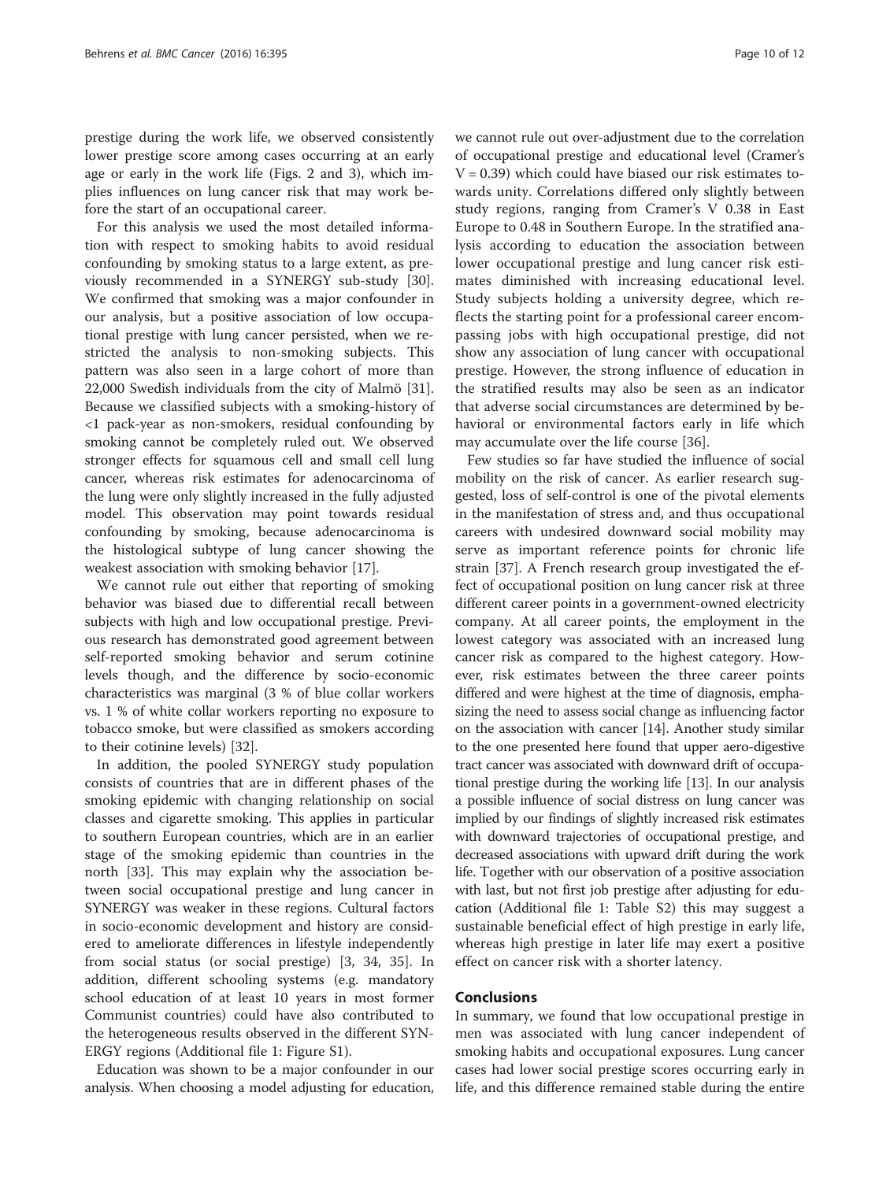prestige during the work life, we observed consistently lower prestige score among cases occurring at an early age or early in the work life (Figs. 2 and 3), which implies influences on lung cancer risk that may work before the start of an occupational career.

For this analysis we used the most detailed information with respect to smoking habits to avoid residual confounding by smoking status to a large extent, as previously recommended in a SYNERGY sub-study [30]. We confirmed that smoking was a major confounder in our analysis, but a positive association of low occupational prestige with lung cancer persisted, when we restricted the analysis to non-smoking subjects. This pattern was also seen in a large cohort of more than 22,000 Swedish individuals from the city of Malmö [31]. Because we classified subjects with a smoking-history of <1 pack-year as non-smokers, residual confounding by smoking cannot be completely ruled out. We observed stronger effects for squamous cell and small cell lung cancer, whereas risk estimates for adenocarcinoma of the lung were only slightly increased in the fully adjusted model. This observation may point towards residual confounding by smoking, because adenocarcinoma is the histological subtype of lung cancer showing the weakest association with smoking behavior [17].

We cannot rule out either that reporting of smoking behavior was biased due to differential recall between subjects with high and low occupational prestige. Previous research has demonstrated good agreement between self-reported smoking behavior and serum cotinine levels though, and the difference by socio-economic characteristics was marginal (3 % of blue collar workers vs. 1 % of white collar workers reporting no exposure to tobacco smoke, but were classified as smokers according to their cotinine levels) [32].

In addition, the pooled SYNERGY study population consists of countries that are in different phases of the smoking epidemic with changing relationship on social classes and cigarette smoking. This applies in particular to southern European countries, which are in an earlier stage of the smoking epidemic than countries in the north [33]. This may explain why the association between social occupational prestige and lung cancer in SYNERGY was weaker in these regions. Cultural factors in socio-economic development and history are considered to ameliorate differences in lifestyle independently from social status (or social prestige) [3, 34, 35]. In addition, different schooling systems (e.g. mandatory school education of at least 10 years in most former Communist countries) could have also contributed to the heterogeneous results observed in the different SYNERGY regions (Additional file 1: Figure S1).

Education was shown to be a major confounder in our analysis. When choosing a model adjusting for education, we cannot rule out over-adjustment due to the correlation of occupational prestige and educational level (Cramer's V = 0.39) which could have biased our risk estimates towards unity. Correlations differed only slightly between study regions, ranging from Cramer's V 0.38 in East Europe to 0.48 in Southern Europe. In the stratified analysis according to education the association between lower occupational prestige and lung cancer risk estimates diminished with increasing educational level. Study subjects holding a university degree, which reflects the starting point for a professional career encompassing jobs with high occupational prestige, did not show any association of lung cancer with occupational prestige. However, the strong influence of education in the stratified results may also be seen as an indicator that adverse social circumstances are determined by behavioral or environmental factors early in life which may accumulate over the life course [36].

Few studies so far have studied the influence of social mobility on the risk of cancer. As earlier research suggested, loss of self-control is one of the pivotal elements in the manifestation of stress and, and thus occupational careers with undesired downward social mobility may serve as important reference points for chronic life strain [37]. A French research group investigated the effect of occupational position on lung cancer risk at three different career points in a government-owned electricity company. At all career points, the employment in the lowest category was associated with an increased lung cancer risk as compared to the highest category. However, risk estimates between the three career points differed and were highest at the time of diagnosis, emphasizing the need to assess social change as influencing factor on the association with cancer [14]. Another study similar to the one presented here found that upper aero-digestive tract cancer was associated with downward drift of occupational prestige during the working life [13]. In our analysis a possible influence of social distress on lung cancer was implied by our findings of slightly increased risk estimates with downward trajectories of occupational prestige, and decreased associations with upward drift during the work life. Together with our observation of a positive association with last, but not first job prestige after adjusting for education (Additional file 1: Table S2) this may suggest a sustainable beneficial effect of high prestige in early life, whereas high prestige in later life may exert a positive effect on cancer risk with a shorter latency.

## Conclusions

In summary, we found that low occupational prestige in men was associated with lung cancer independent of smoking habits and occupational exposures. Lung cancer cases had lower social prestige scores occurring early in life, and this difference remained stable during the entire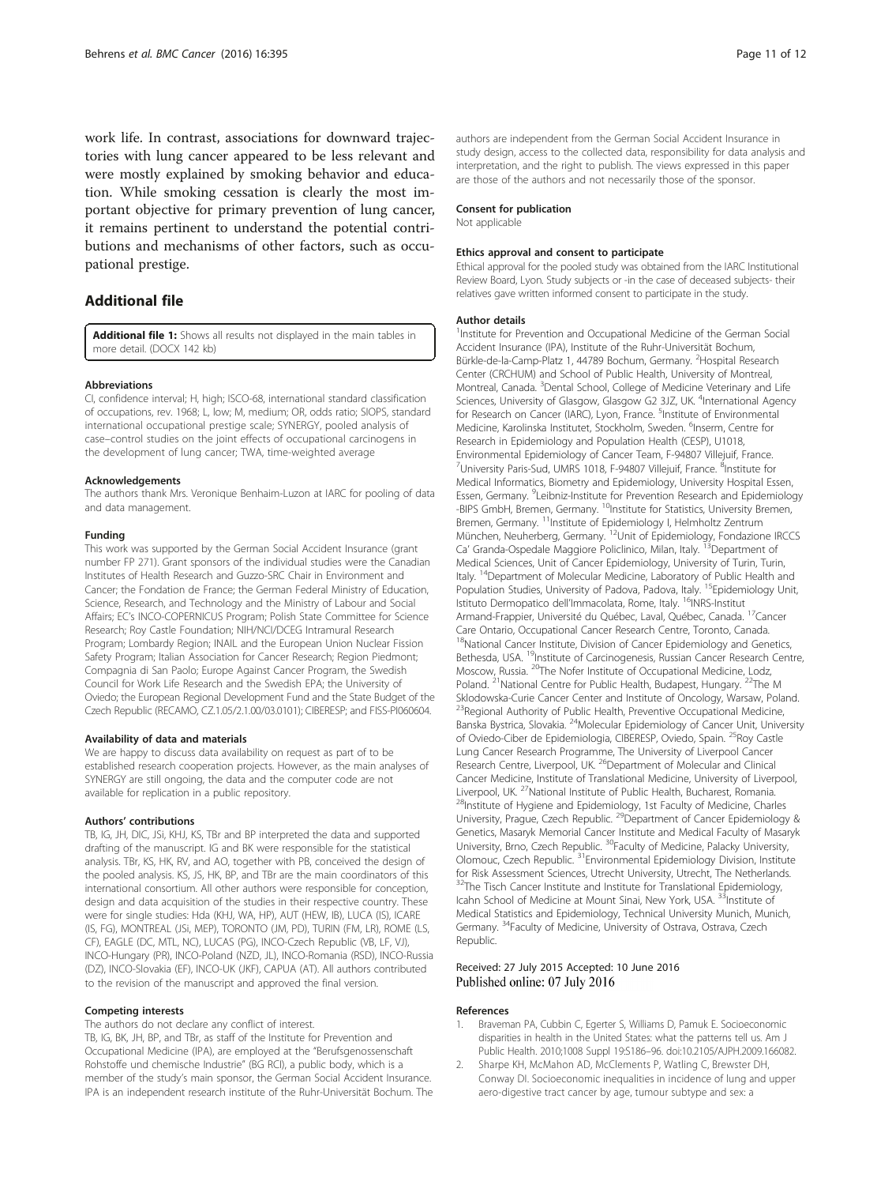work life. In contrast, associations for downward trajectories with lung cancer appeared to be less relevant and were mostly explained by smoking behavior and education. While smoking cessation is clearly the most important objective for primary prevention of lung cancer, it remains pertinent to understand the potential contributions and mechanisms of other factors, such as occupational prestige.

## Additional file

**Additional file 1:** Shows all results not displayed in the main tables in more detail. (DOCX 142 kb)

#### Abbreviations

CI, confidence interval; H, high; ISCO-68, international standard classification of occupations, rev. 1968; L, low; M, medium; OR, odds ratio; SIOPS, standard international occupational prestige scale; SYNERGY, pooled analysis of case–control studies on the joint effects of occupational carcinogens in the development of lung cancer; TWA, time-weighted average

#### Acknowledgements

The authors thank Mrs. Veronique Benhaim-Luzon at IARC for pooling of data and data management.

#### Funding

This work was supported by the German Social Accident Insurance (grant number FP 271). Grant sponsors of the individual studies were the Canadian Institutes of Health Research and Guzzo-SRC Chair in Environment and Cancer; the Fondation de France; the German Federal Ministry of Education, Science, Research, and Technology and the Ministry of Labour and Social Affairs; EC's INCO-COPERNICUS Program; Polish State Committee for Science Research; Roy Castle Foundation; NIH/NCI/DCEG Intramural Research Program; Lombardy Region; INAIL and the European Union Nuclear Fission Safety Program; Italian Association for Cancer Research; Region Piedmont; Compagnia di San Paolo; Europe Against Cancer Program, the Swedish Council for Work Life Research and the Swedish EPA; the University of Oviedo; the European Regional Development Fund and the State Budget of the Czech Republic (RECAMO, CZ.1.05/2.1.00/03.0101); CIBERESP; and FISS-PI060604.

#### Availability of data and materials

We are happy to discuss data availability on request as part of to be established research cooperation projects. However, as the main analyses of SYNERGY are still ongoing, the data and the computer code are not available for replication in a public repository.

#### Authors' contributions

TB, IG, JH, DIC, JSi, KHJ, KS, TBr and BP interpreted the data and supported drafting of the manuscript. IG and BK were responsible for the statistical analysis. TBr, KS, HK, RV, and AO, together with PB, conceived the design of the pooled analysis. KS, JS, HK, BP, and TBr are the main coordinators of this international consortium. All other authors were responsible for conception, design and data acquisition of the studies in their respective country. These were for single studies: Hda (KHJ, WA, HP), AUT (HEW, IB), LUCA (IS), ICARE (IS, FG), MONTREAL (JSi, MEP), TORONTO (JM, PD), TURIN (FM, LR), ROME (LS, CF), EAGLE (DC, MTL, NC), LUCAS (PG), INCO-Czech Republic (VB, LF, VJ), INCO-Hungary (PR), INCO-Poland (NZD, JL), INCO-Romania (RSD), INCO-Russia (DZ), INCO-Slovakia (EF), INCO-UK (JKF), CAPUA (AT). All authors contributed to the revision of the manuscript and approved the final version.

#### Competing interests

The authors do not declare any conflict of interest.
TB, IG, BK, JH, BP, and TBr, as staff of the Institute for Prevention and Occupational Medicine (IPA), are employed at the "Berufsgenossenschaft Rohstoffe und chemische Industrie" (BG RCI), a public body, which is a member of the study's main sponsor, the German Social Accident Insurance. IPA is an independent research institute of the Ruhr-Universität Bochum. The authors are independent from the German Social Accident Insurance in study design, access to the collected data, responsibility for data analysis and interpretation, and the right to publish. The views expressed in this paper are those of the authors and not necessarily those of the sponsor.

#### Consent for publication

Not applicable

#### Ethics approval and consent to participate

Ethical approval for the pooled study was obtained from the IARC Institutional Review Board, Lyon. Study subjects or -in the case of deceased subjects- their relatives gave written informed consent to participate in the study.

#### Author details

[1]Institute for Prevention and Occupational Medicine of the German Social Accident Insurance (IPA), Institute of the Ruhr-Universität Bochum, Bürkle-de-la-Camp-Platz 1, 44789 Bochum, Germany. [2]Hospital Research Center (CRCHUM) and School of Public Health, University of Montreal, Montreal, Canada. [3]Dental School, College of Medicine Veterinary and Life Sciences, University of Glasgow, Glasgow G2 3JZ, UK. [4]International Agency for Research on Cancer (IARC), Lyon, France. [5]Institute of Environmental Medicine, Karolinska Institutet, Stockholm, Sweden. [6]Inserm, Centre for Research in Epidemiology and Population Health (CESP), U1018, Environmental Epidemiology of Cancer Team, F-94807 Villejuif, France. [7]University Paris-Sud, UMRS 1018, F-94807 Villejuif, France. [8]Institute for Medical Informatics, Biometry and Epidemiology, University Hospital Essen, Essen, Germany. [9]Leibniz-Institute for Prevention Research and Epidemiology -BIPS GmbH, Bremen, Germany. [10]Institute for Statistics, University Bremen, Bremen, Germany. [11]Institute of Epidemiology I, Helmholtz Zentrum München, Neuherberg, Germany. [12]Unit of Epidemiology, Fondazione IRCCS Ca' Granda-Ospedale Maggiore Policlinico, Milan, Italy. [13]Department of Medical Sciences, Unit of Cancer Epidemiology, University of Turin, Turin, Italy. [14]Department of Molecular Medicine, Laboratory of Public Health and Population Studies, University of Padova, Padova, Italy. [15]Epidemiology Unit, Istituto Dermopatico dell'Immacolata, Rome, Italy. [16]INRS-Institut Armand-Frappier, Université du Québec, Laval, Québec, Canada. [17]Cancer Care Ontario, Occupational Cancer Research Centre, Toronto, Canada. [18]National Cancer Institute, Division of Cancer Epidemiology and Genetics, Bethesda, USA. [19]Institute of Carcinogenesis, Russian Cancer Research Centre, Moscow, Russia. [20]The Nofer Institute of Occupational Medicine, Lodz, Poland. [21]National Centre for Public Health, Budapest, Hungary. [22]The M Sklodowska-Curie Cancer Center and Institute of Oncology, Warsaw, Poland. [23]Regional Authority of Public Health, Preventive Occupational Medicine, Banska Bystrica, Slovakia. [24]Molecular Epidemiology of Cancer Unit, University of Oviedo-Ciber de Epidemiologia, CIBERESP, Oviedo, Spain. [25]Roy Castle Lung Cancer Research Programme, The University of Liverpool Cancer Research Centre, Liverpool, UK. [26]Department of Molecular and Clinical Cancer Medicine, Institute of Translational Medicine, University of Liverpool, Liverpool, UK. [27]National Institute of Public Health, Bucharest, Romania. [28]Institute of Hygiene and Epidemiology, 1st Faculty of Medicine, Charles University, Prague, Czech Republic. [29]Department of Cancer Epidemiology & Genetics, Masaryk Memorial Cancer Institute and Medical Faculty of Masaryk University, Brno, Czech Republic. [30]Faculty of Medicine, Palacky University, Olomouc, Czech Republic. [31]Environmental Epidemiology Division, Institute for Risk Assessment Sciences, Utrecht University, Utrecht, The Netherlands. [32]The Tisch Cancer Institute and Institute for Translational Epidemiology, Icahn School of Medicine at Mount Sinai, New York, USA. [33]Institute of Medical Statistics and Epidemiology, Technical University Munich, Munich, Germany. [34]Faculty of Medicine, University of Ostrava, Ostrava, Czech Republic.

Received: 27 July 2015 Accepted: 10 June 2016
Published online: 07 July 2016

#### References

1. Braveman PA, Cubbin C, Egerter S, Williams D, Pamuk E. Socioeconomic disparities in health in the United States: what the patterns tell us. Am J Public Health. 2010;1008 Suppl 19:S186–96. doi:10.2105/AJPH.2009.166082.
2. Sharpe KH, McMahon AD, McClements P, Watling C, Brewster DH, Conway DI. Socioeconomic inequalities in incidence of lung and upper aero-digestive tract cancer by age, tumour subtype and sex: a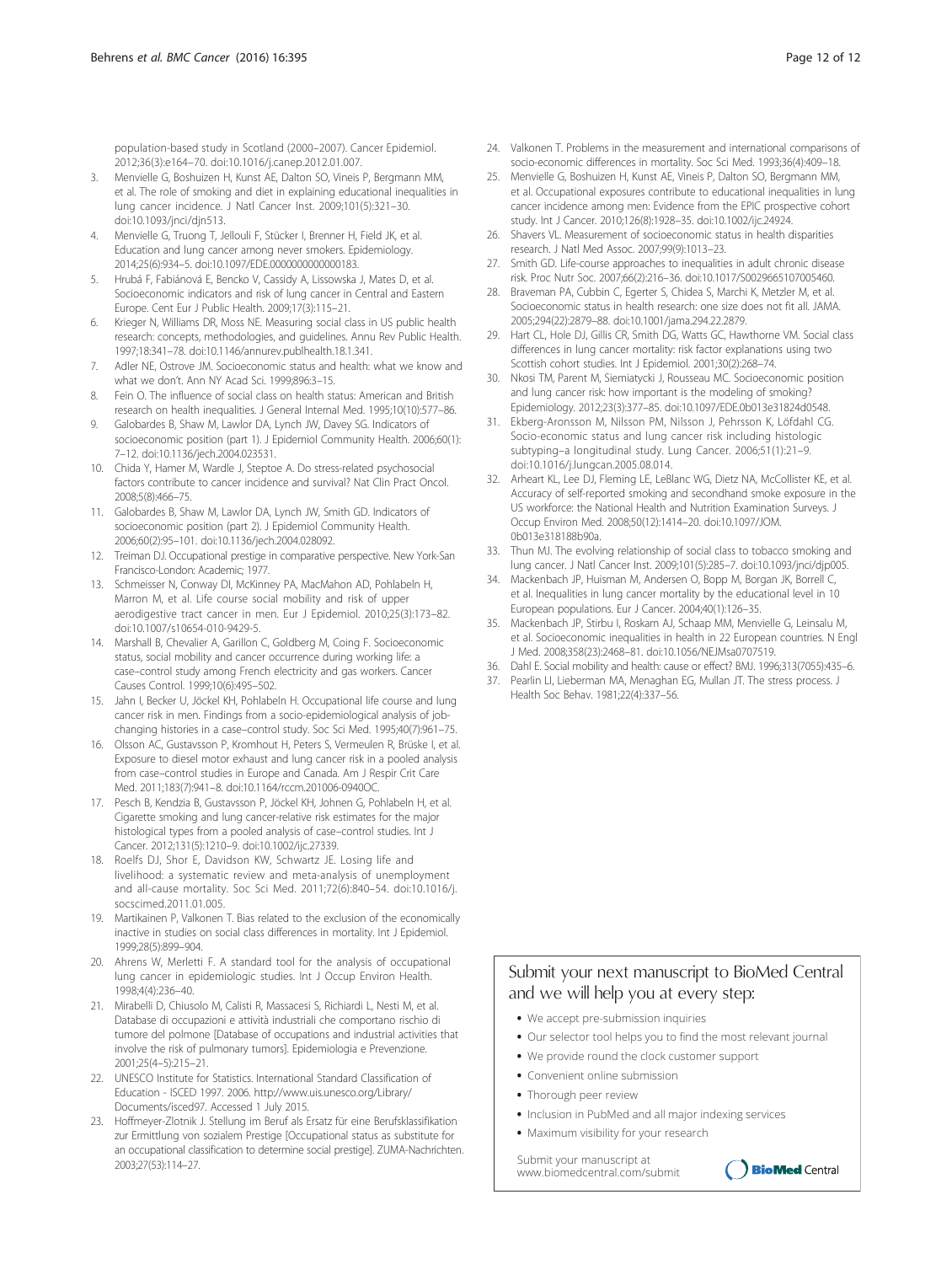population-based study in Scotland (2000–2007). Cancer Epidemiol. 2012;36(3):e164–70. doi:10.1016/j.canep.2012.01.007.

3. Menvielle G, Boshuizen H, Kunst AE, Dalton SO, Vineis P, Bergmann MM, et al. The role of smoking and diet in explaining educational inequalities in lung cancer incidence. J Natl Cancer Inst. 2009;101(5):321–30. doi:10.1093/jnci/djn513.
4. Menvielle G, Truong T, Jellouli F, Stücker I, Brenner H, Field JK, et al. Education and lung cancer among never smokers. Epidemiology. 2014;25(6):934–5. doi:10.1097/EDE.0000000000000183.
5. Hrubá F, Fabiánová E, Bencko V, Cassidy A, Lissowska J, Mates D, et al. Socioeconomic indicators and risk of lung cancer in Central and Eastern Europe. Cent Eur J Public Health. 2009;17(3):115–21.
6. Krieger N, Williams DR, Moss NE. Measuring social class in US public health research: concepts, methodologies, and guidelines. Annu Rev Public Health. 1997;18:341–78. doi:10.1146/annurev.publhealth.18.1.341.
7. Adler NE, Ostrove JM. Socioeconomic status and health: what we know and what we don't. Ann NY Acad Sci. 1999;896:3–15.
8. Fein O. The influence of social class on health status: American and British research on health inequalities. J General Internal Med. 1995;10(10):577–86.
9. Galobardes B, Shaw M, Lawlor DA, Lynch JW, Davey SG. Indicators of socioeconomic position (part 1). J Epidemiol Community Health. 2006;60(1): 7–12. doi:10.1136/jech.2004.023531.
10. Chida Y, Hamer M, Wardle J, Steptoe A. Do stress-related psychosocial factors contribute to cancer incidence and survival? Nat Clin Pract Oncol. 2008;5(8):466–75.
11. Galobardes B, Shaw M, Lawlor DA, Lynch JW, Smith GD. Indicators of socioeconomic position (part 2). J Epidemiol Community Health. 2006;60(2):95–101. doi:10.1136/jech.2004.028092.
12. Treiman DJ. Occupational prestige in comparative perspective. New York-San Francisco-London: Academic; 1977.
13. Schmeisser N, Conway DI, McKinney PA, MacMahon AD, Pohlabeln H, Marron M, et al. Life course social mobility and risk of upper aerodigestive tract cancer in men. Eur J Epidemiol. 2010;25(3):173–82. doi:10.1007/s10654-010-9429-5.
14. Marshall B, Chevalier A, Garillon C, Goldberg M, Coing F. Socioeconomic status, social mobility and cancer occurrence during working life: a case–control study among French electricity and gas workers. Cancer Causes Control. 1999;10(6):495–502.
15. Jahn I, Becker U, Jöckel KH, Pohlabeln H. Occupational life course and lung cancer risk in men. Findings from a socio-epidemiological analysis of job-changing histories in a case–control study. Soc Sci Med. 1995;40(7):961–75.
16. Olsson AC, Gustavsson P, Kromhout H, Peters S, Vermeulen R, Brüske I, et al. Exposure to diesel motor exhaust and lung cancer risk in a pooled analysis from case–control studies in Europe and Canada. Am J Respir Crit Care Med. 2011;183(7):941–8. doi:10.1164/rccm.201006-0940OC.
17. Pesch B, Kendzia B, Gustavsson P, Jöckel KH, Johnen G, Pohlabeln H, et al. Cigarette smoking and lung cancer-relative risk estimates for the major histological types from a pooled analysis of case–control studies. Int J Cancer. 2012;131(5):1210–9. doi:10.1002/ijc.27339.
18. Roelfs DJ, Shor E, Davidson KW, Schwartz JE. Losing life and livelihood: a systematic review and meta-analysis of unemployment and all-cause mortality. Soc Sci Med. 2011;72(6):840–54. doi:10.1016/j.socscimed.2011.01.005.
19. Martikainen P, Valkonen T. Bias related to the exclusion of the economically inactive in studies on social class differences in mortality. Int J Epidemiol. 1999;28(5):899–904.
20. Ahrens W, Merletti F. A standard tool for the analysis of occupational lung cancer in epidemiologic studies. Int J Occup Environ Health. 1998;4(4):236–40.
21. Mirabelli D, Chiusolo M, Calisti R, Massacesi S, Richiardi L, Nesti M, et al. Database di occupazioni e attività industriali che comportano rischio di tumore del polmone [Database of occupations and industrial activities that involve the risk of pulmonary tumors]. Epidemiologia e Prevenzione. 2001;25(4–5):215–21.
22. UNESCO Institute for Statistics. International Standard Classification of Education - ISCED 1997. 2006. http://www.uis.unesco.org/Library/Documents/isced97. Accessed 1 July 2015.
23. Hoffmeyer-Zlotnik J. Stellung im Beruf als Ersatz für eine Berufsklassifikation zur Ermittlung von sozialem Prestige [Occupational status as substitute for an occupational classification to determine social prestige]. ZUMA-Nachrichten. 2003;27(53):114–27.
24. Valkonen T. Problems in the measurement and international comparisons of socio-economic differences in mortality. Soc Sci Med. 1993;36(4):409–18.
25. Menvielle G, Boshuizen H, Kunst AE, Vineis P, Dalton SO, Bergmann MM, et al. Occupational exposures contribute to educational inequalities in lung cancer incidence among men: Evidence from the EPIC prospective cohort study. Int J Cancer. 2010;126(8):1928–35. doi:10.1002/ijc.24924.
26. Shavers VL. Measurement of socioeconomic status in health disparities research. J Natl Med Assoc. 2007;99(9):1013–23.
27. Smith GD. Life-course approaches to inequalities in adult chronic disease risk. Proc Nutr Soc. 2007;66(2):216–36. doi:10.1017/S0029665107005460.
28. Braveman PA, Cubbin C, Egerter S, Chidea S, Marchi K, Metzler M, et al. Socioeconomic status in health research: one size does not fit all. JAMA. 2005;294(22):2879–88. doi:10.1001/jama.294.22.2879.
29. Hart CL, Hole DJ, Gillis CR, Smith DG, Watts GC, Hawthorne VM. Social class differences in lung cancer mortality: risk factor explanations using two Scottish cohort studies. Int J Epidemiol. 2001;30(2):268–74.
30. Nkosi TM, Parent M, Siemiatycki J, Rousseau MC. Socioeconomic position and lung cancer risk: how important is the modeling of smoking? Epidemiology. 2012;23(3):377–85. doi:10.1097/EDE.0b013e31824d0548.
31. Ekberg-Aronsson M, Nilsson PM, Nilsson J, Pehrsson K, Löfdahl CG. Socio-economic status and lung cancer risk including histologic subtyping–a longitudinal study. Lung Cancer. 2006;51(1):21–9. doi:10.1016/j.lungcan.2005.08.014.
32. Arheart KL, Lee DJ, Fleming LE, LeBlanc WG, Dietz NA, McCollister KE, et al. Accuracy of self-reported smoking and secondhand smoke exposure in the US workforce: the National Health and Nutrition Examination Surveys. J Occup Environ Med. 2008;50(12):1414–20. doi:10.1097/JOM.0b013e318188b90a.
33. Thun MJ. The evolving relationship of social class to tobacco smoking and lung cancer. J Natl Cancer Inst. 2009;101(5):285–7. doi:10.1093/jnci/djp005.
34. Mackenbach JP, Huisman M, Andersen O, Bopp M, Borgan JK, Borrell C, et al. Inequalities in lung cancer mortality by the educational level in 10 European populations. Eur J Cancer. 2004;40(1):126–35.
35. Mackenbach JP, Stirbu I, Roskam AJ, Schaap MM, Menvielle G, Leinsalu M, et al. Socioeconomic inequalities in health in 22 European countries. N Engl J Med. 2008;358(23):2468–81. doi:10.1056/NEJMsa0707519.
36. Dahl E. Social mobility and health: cause or effect? BMJ. 1996;313(7055):435–6.
37. Pearlin LI, Lieberman MA, Menaghan EG, Mullan JT. The stress process. J Health Soc Behav. 1981;22(4):337–56.

Submit your next manuscript to BioMed Central and we will help you at every step:

- We accept pre-submission inquiries
- Our selector tool helps you to find the most relevant journal
- We provide round the clock customer support
- Convenient online submission
- Thorough peer review
- Inclusion in PubMed and all major indexing services
- Maximum visibility for your research

Submit your manuscript at www.biomedcentral.com/submit

BioMed Central